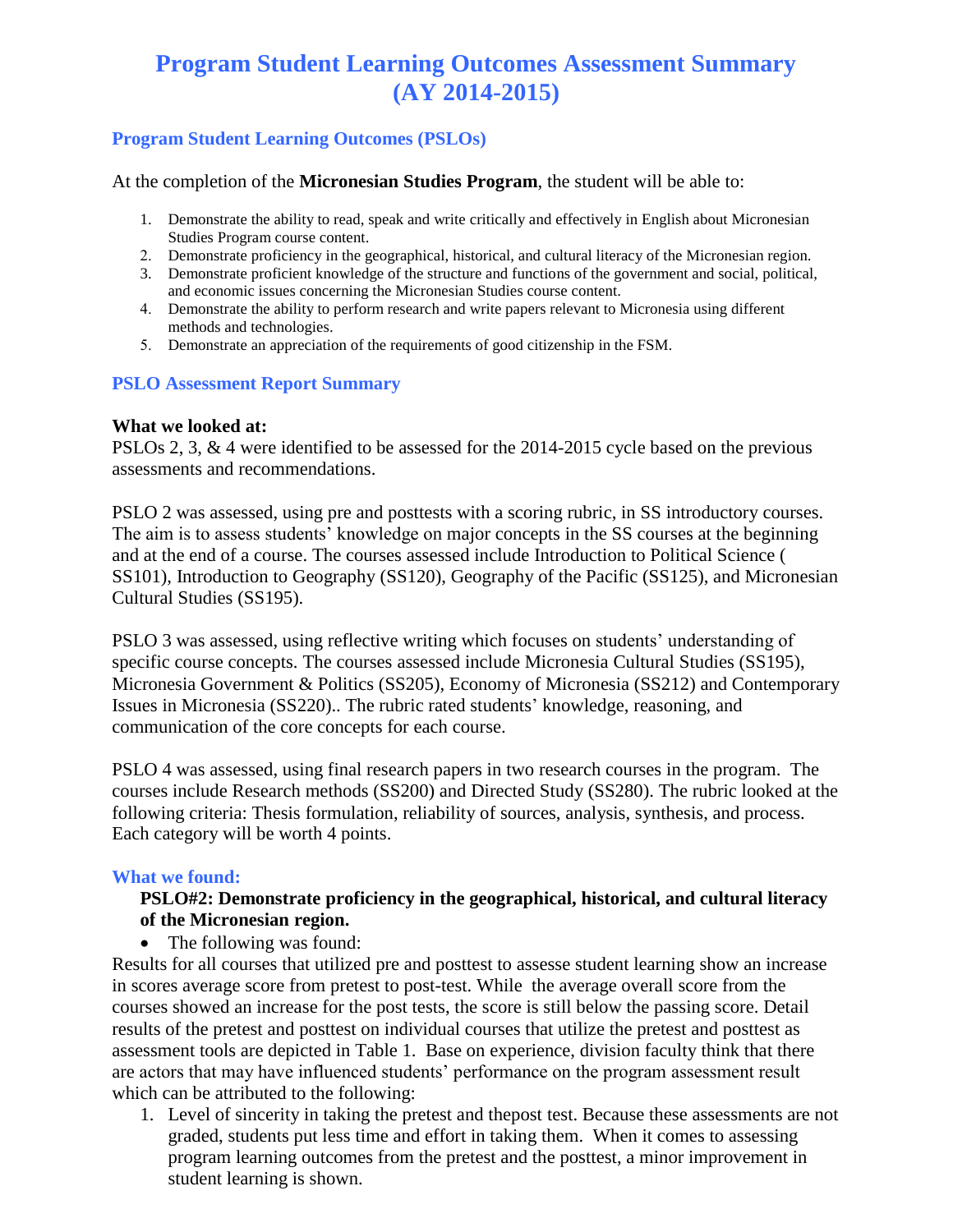# Program Student Learning Outcomes Assessment Summary (AY 2014-2015)

## Program Student Learning Outcomes (PSLOs)

At the completion of the **Micronesian Studies Program**, the student will be able to:

1. Demonstrate the ability to read, speak and write critically and effectively in English about Micronesian Studies Program course content.
2. Demonstrate proficiency in the geographical, historical, and cultural literacy of the Micronesian region.
3. Demonstrate proficient knowledge of the structure and functions of the government and social, political, and economic issues concerning the Micronesian Studies course content.
4. Demonstrate the ability to perform research and write papers relevant to Micronesia using different methods and technologies.
5. Demonstrate an appreciation of the requirements of good citizenship in the FSM.

## PSLO Assessment Report Summary

**What we looked at:**
PSLOs 2, 3, & 4 were identified to be assessed for the 2014-2015 cycle based on the previous assessments and recommendations.

PSLO 2 was assessed, using pre and posttests with a scoring rubric, in SS introductory courses. The aim is to assess students' knowledge on major concepts in the SS courses at the beginning and at the end of a course. The courses assessed include Introduction to Political Science ( SS101), Introduction to Geography (SS120), Geography of the Pacific (SS125), and Micronesian Cultural Studies (SS195).

PSLO 3 was assessed, using reflective writing which focuses on students' understanding of specific course concepts. The courses assessed include Micronesia Cultural Studies (SS195), Micronesia Government & Politics (SS205), Economy of Micronesia (SS212) and Contemporary Issues in Micronesia (SS220).. The rubric rated students' knowledge, reasoning, and communication of the core concepts for each course.

PSLO 4 was assessed, using final research papers in two research courses in the program. The courses include Research methods (SS200) and Directed Study (SS280). The rubric looked at the following criteria: Thesis formulation, reliability of sources, analysis, synthesis, and process. Each category will be worth 4 points.

### What we found:

**PSLO#2: Demonstrate proficiency in the geographical, historical, and cultural literacy of the Micronesian region.**

- The following was found:

Results for all courses that utilized pre and posttest to assesse student learning show an increase in scores average score from pretest to post-test. While the average overall score from the courses showed an increase for the post tests, the score is still below the passing score. Detail results of the pretest and posttest on individual courses that utilize the pretest and posttest as assessment tools are depicted in Table 1. Base on experience, division faculty think that there are actors that may have influenced students' performance on the program assessment result which can be attributed to the following:

1. Level of sincerity in taking the pretest and thepost test. Because these assessments are not graded, students put less time and effort in taking them. When it comes to assessing program learning outcomes from the pretest and the posttest, a minor improvement in student learning is shown.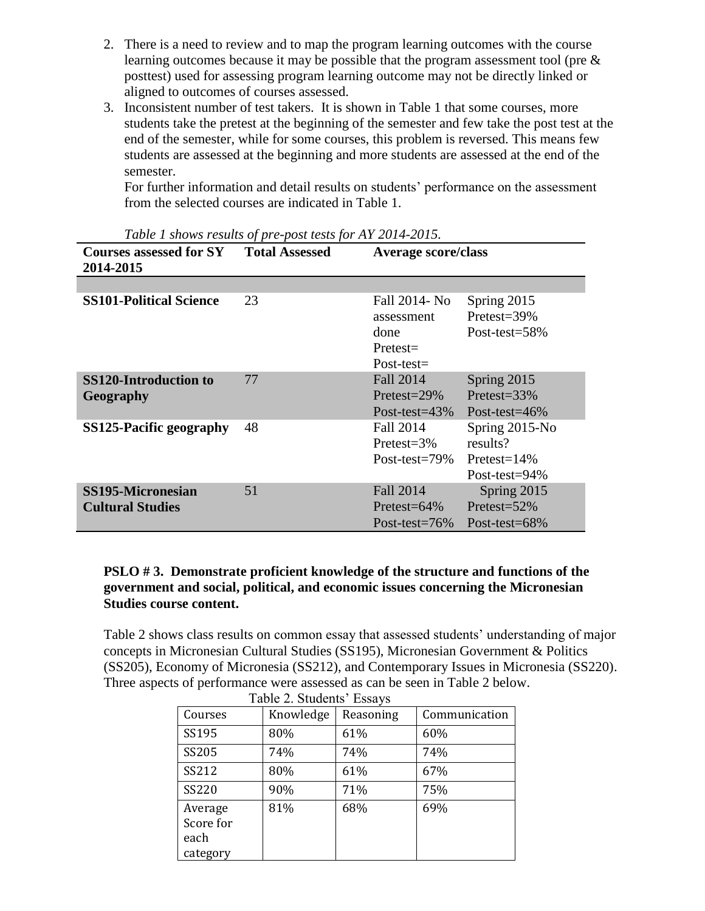2. There is a need to review and to map the program learning outcomes with the course learning outcomes because it may be possible that the program assessment tool (pre & posttest) used for assessing program learning outcome may not be directly linked or aligned to outcomes of courses assessed.
3. Inconsistent number of test takers. It is shown in Table 1 that some courses, more students take the pretest at the beginning of the semester and few take the post test at the end of the semester, while for some courses, this problem is reversed. This means few students are assessed at the beginning and more students are assessed at the end of the semester.

   For further information and detail results on students' performance on the assessment from the selected courses are indicated in Table 1.

*Table 1 shows results of pre-post tests for AY 2014-2015.*

| Courses assessed for SY 2014-2015 | Total Assessed | Average score/class | |
|---|---|---|---|
| | | | |
| **SS101-Political Science** | 23 | Fall 2014- No assessment done Pretest= Post-test= | Spring 2015 Pretest=39% Post-test=58% |
| **SS120-Introduction to Geography** | 77 | Fall 2014 Pretest=29% Post-test=43% | Spring 2015 Pretest=33% Post-test=46% |
| **SS125-Pacific geography** | 48 | Fall 2014 Pretest=3% Post-test=79% | Spring 2015-No results? Pretest=14% Post-test=94% |
| **SS195-Micronesian Cultural Studies** | 51 | Fall 2014 Pretest=64% Post-test=76% | Spring 2015 Pretest=52% Post-test=68% |

**PSLO # 3. Demonstrate proficient knowledge of the structure and functions of the government and social, political, and economic issues concerning the Micronesian Studies course content.**

Table 2 shows class results on common essay that assessed students' understanding of major concepts in Micronesian Cultural Studies (SS195), Micronesian Government & Politics (SS205), Economy of Micronesia (SS212), and Contemporary Issues in Micronesia (SS220). Three aspects of performance were assessed as can be seen in Table 2 below.

Table 2. Students' Essays

| Courses | Knowledge | Reasoning | Communication |
|---|---|---|---|
| SS195 | 80% | 61% | 60% |
| SS205 | 74% | 74% | 74% |
| SS212 | 80% | 61% | 67% |
| SS220 | 90% | 71% | 75% |
| Average Score for each category | 81% | 68% | 69% |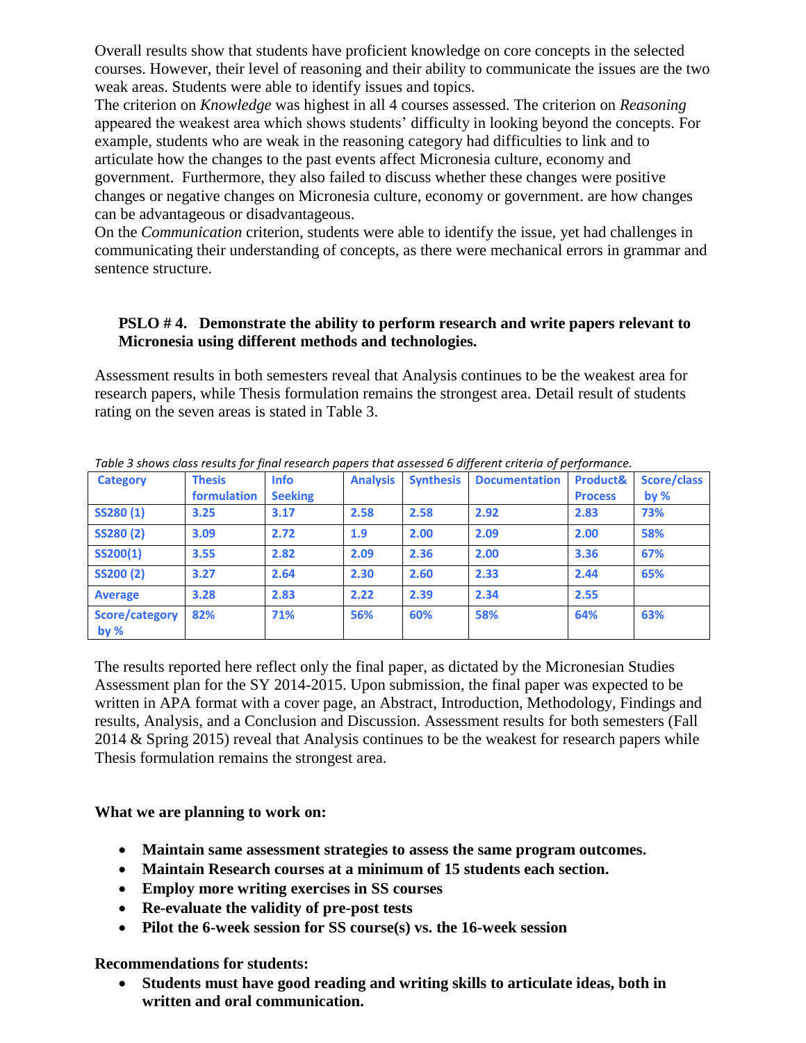Overall results show that students have proficient knowledge on core concepts in the selected courses. However, their level of reasoning and their ability to communicate the issues are the two weak areas. Students were able to identify issues and topics.

The criterion on *Knowledge* was highest in all 4 courses assessed. The criterion on *Reasoning* appeared the weakest area which shows students' difficulty in looking beyond the concepts. For example, students who are weak in the reasoning category had difficulties to link and to articulate how the changes to the past events affect Micronesia culture, economy and government. Furthermore, they also failed to discuss whether these changes were positive changes or negative changes on Micronesia culture, economy or government. are how changes can be advantageous or disadvantageous.

On the *Communication* criterion, students were able to identify the issue, yet had challenges in communicating their understanding of concepts, as there were mechanical errors in grammar and sentence structure.

### PSLO # 4. Demonstrate the ability to perform research and write papers relevant to Micronesia using different methods and technologies.

Assessment results in both semesters reveal that Analysis continues to be the weakest area for research papers, while Thesis formulation remains the strongest area. Detail result of students rating on the seven areas is stated in Table 3.

*Table 3 shows class results for final research papers that assessed 6 different criteria of performance.*

| Category | Thesis formulation | Info Seeking | Analysis | Synthesis | Documentation | Product& Process | Score/class by % |
|---|---|---|---|---|---|---|---|
| SS280 (1) | 3.25 | 3.17 | 2.58 | 2.58 | 2.92 | 2.83 | 73% |
| SS280 (2) | 3.09 | 2.72 | 1.9 | 2.00 | 2.09 | 2.00 | 58% |
| SS200(1) | 3.55 | 2.82 | 2.09 | 2.36 | 2.00 | 3.36 | 67% |
| SS200 (2) | 3.27 | 2.64 | 2.30 | 2.60 | 2.33 | 2.44 | 65% |
| Average | 3.28 | 2.83 | 2.22 | 2.39 | 2.34 | 2.55 | |
| Score/category by % | 82% | 71% | 56% | 60% | 58% | 64% | 63% |

The results reported here reflect only the final paper, as dictated by the Micronesian Studies Assessment plan for the SY 2014-2015. Upon submission, the final paper was expected to be written in APA format with a cover page, an Abstract, Introduction, Methodology, Findings and results, Analysis, and a Conclusion and Discussion. Assessment results for both semesters (Fall 2014 & Spring 2015) reveal that Analysis continues to be the weakest for research papers while Thesis formulation remains the strongest area.

**What we are planning to work on:**

- **Maintain same assessment strategies to assess the same program outcomes.**
- **Maintain Research courses at a minimum of 15 students each section.**
- **Employ more writing exercises in SS courses**
- **Re-evaluate the validity of pre-post tests**
- **Pilot the 6-week session for SS course(s) vs. the 16-week session**

**Recommendations for students:**

- **Students must have good reading and writing skills to articulate ideas, both in written and oral communication.**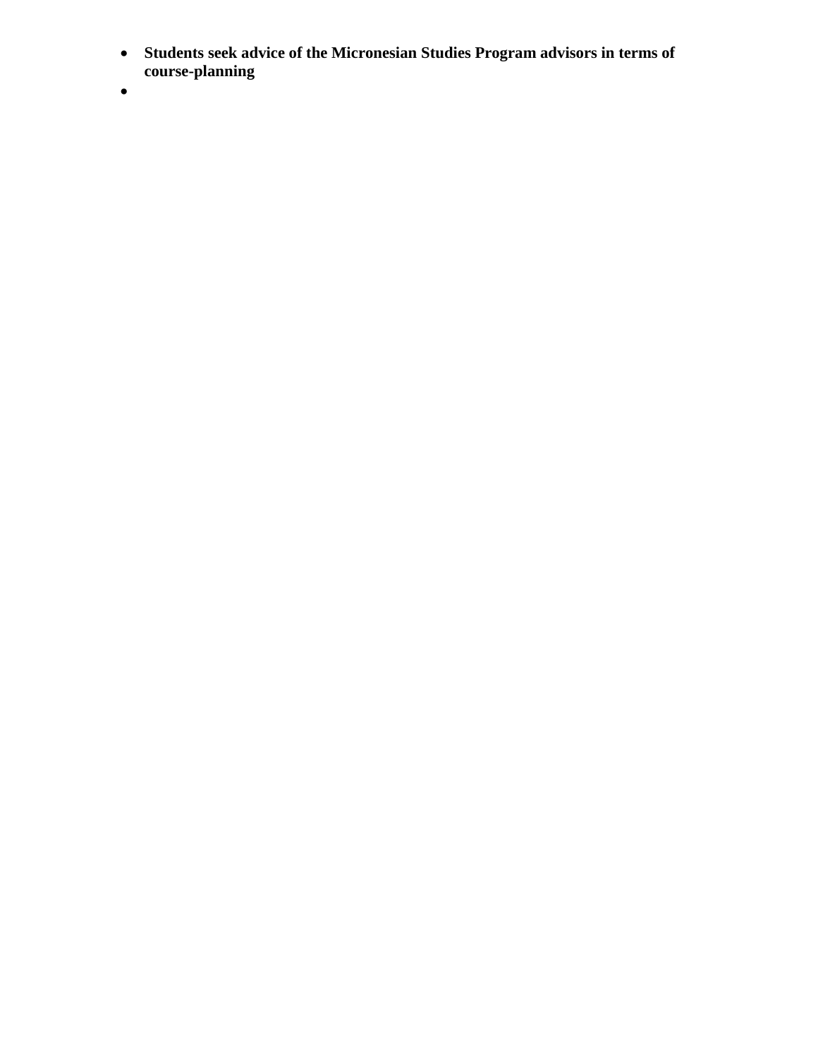- **Students seek advice of the Micronesian Studies Program advisors in terms of course-planning**
-